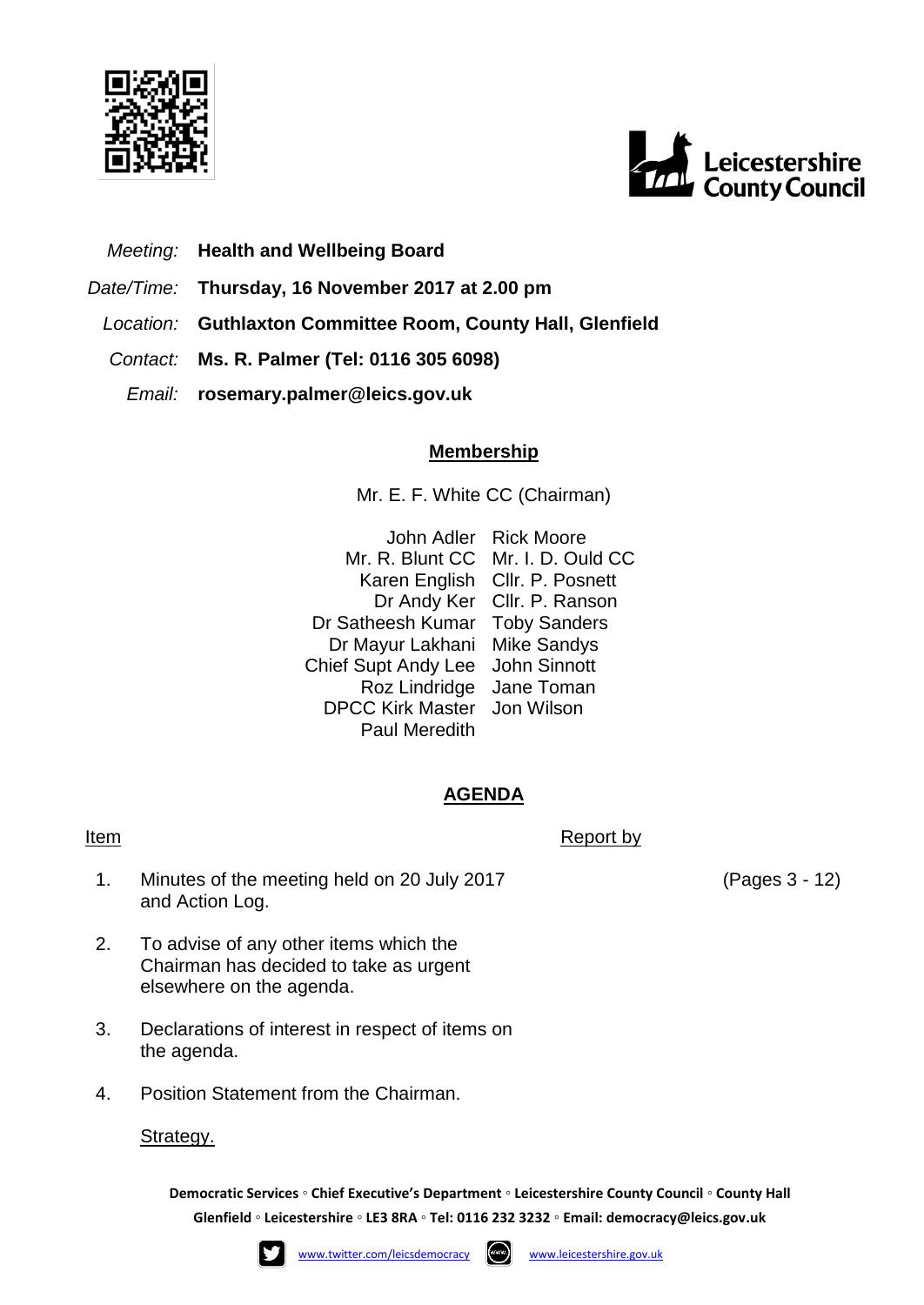Leicestershire County Council

*Meeting:* **Health and Wellbeing Board**

*Date/Time:* **Thursday, 16 November 2017 at 2.00 pm**

*Location:* **Guthlaxton Committee Room, County Hall, Glenfield**

*Contact:* **Ms. R. Palmer (Tel: 0116 305 6098)**

*Email:* **rosemary.palmer@leics.gov.uk**

## Membership

Mr. E. F. White CC (Chairman)

| | |
|---|---|
| John Adler | Rick Moore |
| Mr. R. Blunt CC | Mr. I. D. Ould CC |
| Karen English | Cllr. P. Posnett |
| Dr Andy Ker | Cllr. P. Ranson |
| Dr Satheesh Kumar | Toby Sanders |
| Dr Mayur Lakhani | Mike Sandys |
| Chief Supt Andy Lee | John Sinnott |
| Roz Lindridge | Jane Toman |
| DPCC Kirk Master | Jon Wilson |
| Paul Meredith | |

## AGENDA

| Item | | Report by | |
|---|---|---|---|
| 1. | Minutes of the meeting held on 20 July 2017 and Action Log. | | (Pages 3 - 12) |
| 2. | To advise of any other items which the Chairman has decided to take as urgent elsewhere on the agenda. | | |
| 3. | Declarations of interest in respect of items on the agenda. | | |
| 4. | Position Statement from the Chairman. | | |

Strategy.

**Democratic Services ◦ Chief Executive's Department ◦ Leicestershire County Council ◦ County Hall Glenfield ◦ Leicestershire ◦ LE3 8RA ◦ Tel: 0116 232 3232 ◦ Email: democracy@leics.gov.uk**

www.twitter.com/leicsdemocracy www.leicestershire.gov.uk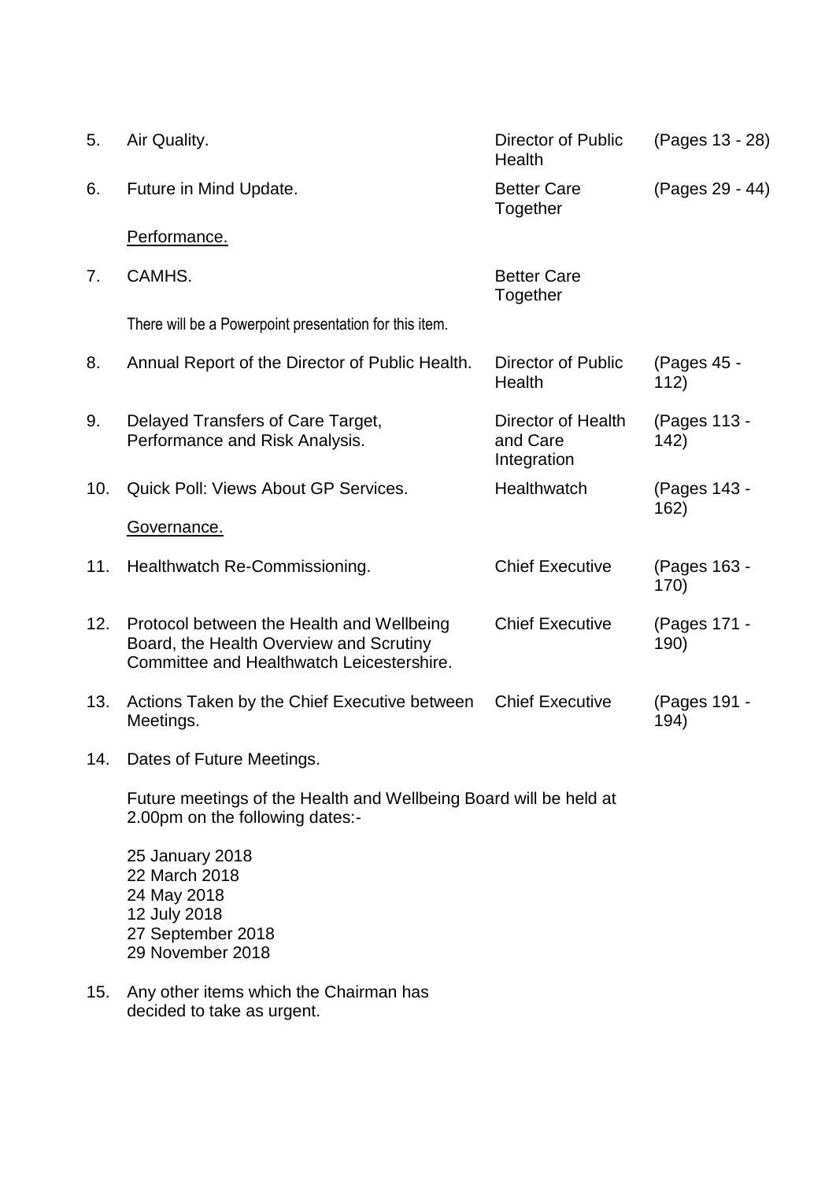| | | | |
|---|---|---|---|
| 5. | Air Quality. | Director of Public Health | (Pages 13 - 28) |
| 6. | Future in Mind Update. | Better Care Together | (Pages 29 - 44) |
| | Performance. | | |
| 7. | CAMHS. | Better Care Together | |
| | There will be a Powerpoint presentation for this item. | | |
| 8. | Annual Report of the Director of Public Health. | Director of Public Health | (Pages 45 - 112) |
| 9. | Delayed Transfers of Care Target, Performance and Risk Analysis. | Director of Health and Care Integration | (Pages 113 - 142) |
| 10. | Quick Poll: Views About GP Services. | Healthwatch | (Pages 143 - 162) |
| | Governance. | | |
| 11. | Healthwatch Re-Commissioning. | Chief Executive | (Pages 163 - 170) |
| 12. | Protocol between the Health and Wellbeing Board, the Health Overview and Scrutiny Committee and Healthwatch Leicestershire. | Chief Executive | (Pages 171 - 190) |
| 13. | Actions Taken by the Chief Executive between Meetings. | Chief Executive | (Pages 191 - 194) |

14. Dates of Future Meetings.

Future meetings of the Health and Wellbeing Board will be held at 2.00pm on the following dates:-

25 January 2018
22 March 2018
24 May 2018
12 July 2018
27 September 2018
29 November 2018

15. Any other items which the Chairman has decided to take as urgent.